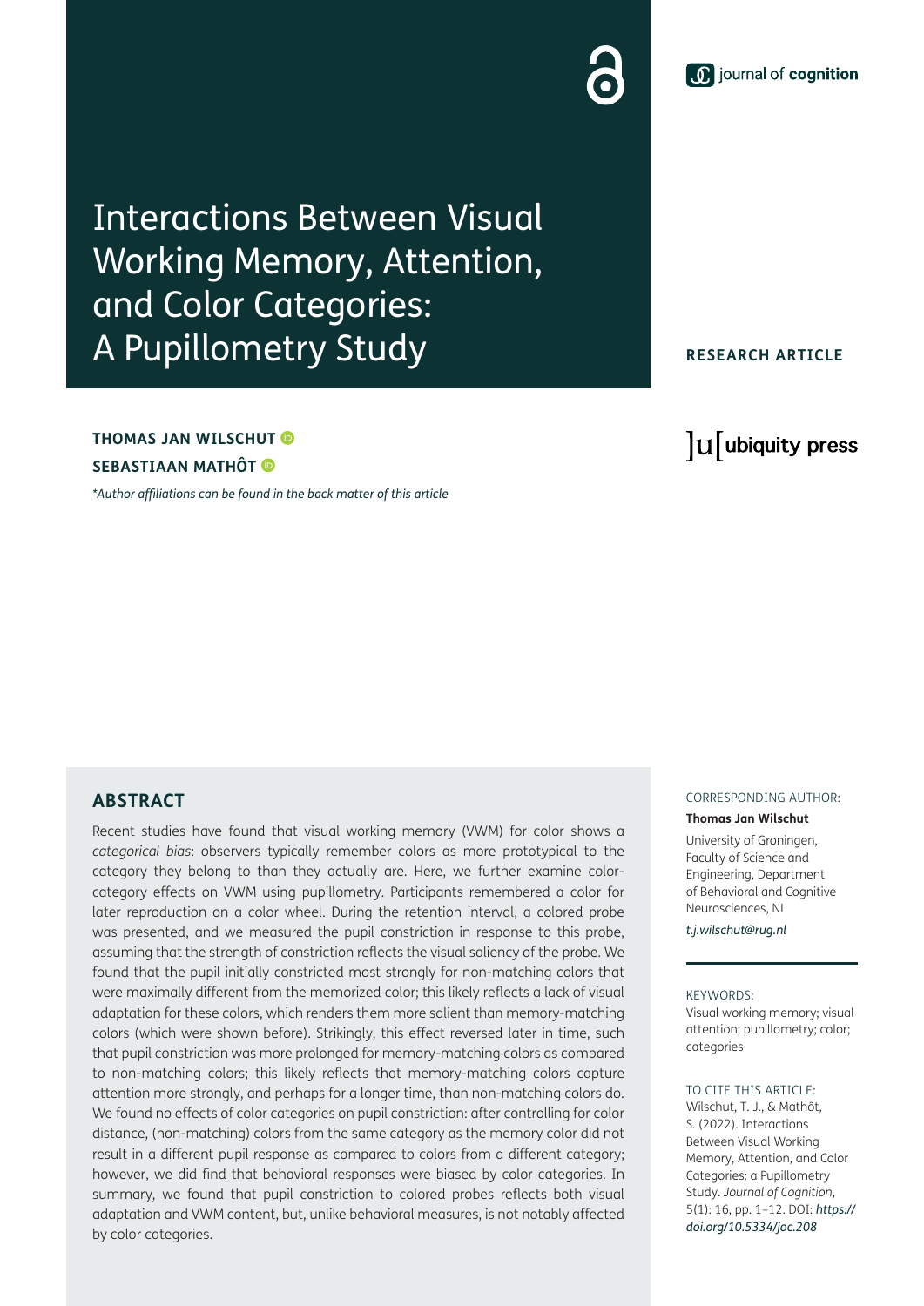journal of cognition

# Interactions Between Visual Working Memory, Attention, and Color Categories: A Pupillometry Study

**RESEARCH ARTICLE**

**THOMAS JAN WILSCHUT**

**SEBASTIAAN MATHÔT**

*\*Author affiliations can be found in the back matter of this article*

ubiquity press

## ABSTRACT

Recent studies have found that visual working memory (VWM) for color shows a *categorical bias*: observers typically remember colors as more prototypical to the category they belong to than they actually are. Here, we further examine color-category effects on VWM using pupillometry. Participants remembered a color for later reproduction on a color wheel. During the retention interval, a colored probe was presented, and we measured the pupil constriction in response to this probe, assuming that the strength of constriction reflects the visual saliency of the probe. We found that the pupil initially constricted most strongly for non-matching colors that were maximally different from the memorized color; this likely reflects a lack of visual adaptation for these colors, which renders them more salient than memory-matching colors (which were shown before). Strikingly, this effect reversed later in time, such that pupil constriction was more prolonged for memory-matching colors as compared to non-matching colors; this likely reflects that memory-matching colors capture attention more strongly, and perhaps for a longer time, than non-matching colors do. We found no effects of color categories on pupil constriction: after controlling for color distance, (non-matching) colors from the same category as the memory color did not result in a different pupil response as compared to colors from a different category; however, we did find that behavioral responses were biased by color categories. In summary, we found that pupil constriction to colored probes reflects both visual adaptation and VWM content, but, unlike behavioral measures, is not notably affected by color categories.

CORRESPONDING AUTHOR:

**Thomas Jan Wilschut**

University of Groningen, Faculty of Science and Engineering, Department of Behavioral and Cognitive Neurosciences, NL

*t.j.wilschut@rug.nl*

KEYWORDS:

Visual working memory; visual attention; pupillometry; color; categories

TO CITE THIS ARTICLE:

Wilschut, T. J., & Mathôt, S. (2022). Interactions Between Visual Working Memory, Attention, and Color Categories: a Pupillometry Study. *Journal of Cognition*, 5(1): 16, pp. 1–12. DOI: *https://doi.org/10.5334/joc.208*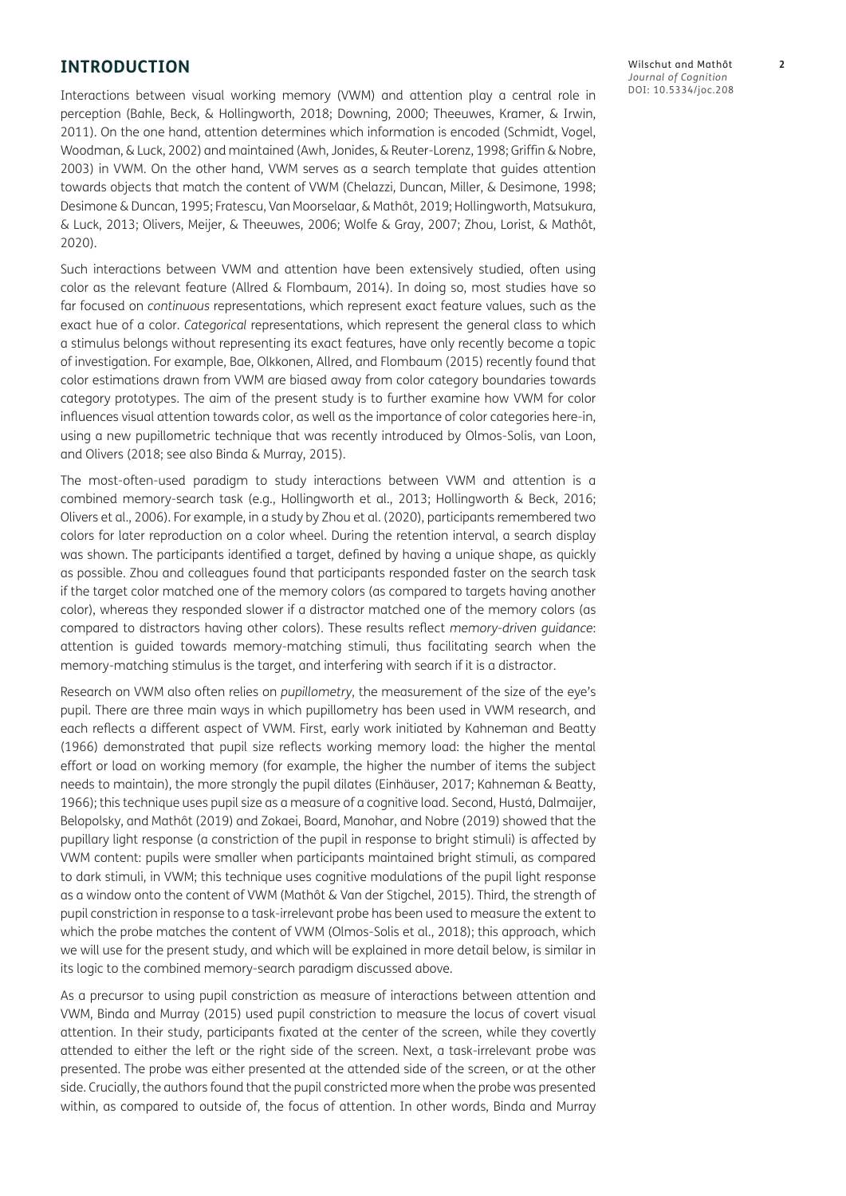## INTRODUCTION

Interactions between visual working memory (VWM) and attention play a central role in perception (Bahle, Beck, & Hollingworth, 2018; Downing, 2000; Theeuwes, Kramer, & Irwin, 2011). On the one hand, attention determines which information is encoded (Schmidt, Vogel, Woodman, & Luck, 2002) and maintained (Awh, Jonides, & Reuter-Lorenz, 1998; Griffin & Nobre, 2003) in VWM. On the other hand, VWM serves as a search template that guides attention towards objects that match the content of VWM (Chelazzi, Duncan, Miller, & Desimone, 1998; Desimone & Duncan, 1995; Fratescu, Van Moorselaar, & Mathôt, 2019; Hollingworth, Matsukura, & Luck, 2013; Olivers, Meijer, & Theeuwes, 2006; Wolfe & Gray, 2007; Zhou, Lorist, & Mathôt, 2020).

Such interactions between VWM and attention have been extensively studied, often using color as the relevant feature (Allred & Flombaum, 2014). In doing so, most studies have so far focused on *continuous* representations, which represent exact feature values, such as the exact hue of a color. *Categorical* representations, which represent the general class to which a stimulus belongs without representing its exact features, have only recently become a topic of investigation. For example, Bae, Olkkonen, Allred, and Flombaum (2015) recently found that color estimations drawn from VWM are biased away from color category boundaries towards category prototypes. The aim of the present study is to further examine how VWM for color influences visual attention towards color, as well as the importance of color categories here-in, using a new pupillometric technique that was recently introduced by Olmos-Solis, van Loon, and Olivers (2018; see also Binda & Murray, 2015).

The most-often-used paradigm to study interactions between VWM and attention is a combined memory-search task (e.g., Hollingworth et al., 2013; Hollingworth & Beck, 2016; Olivers et al., 2006). For example, in a study by Zhou et al. (2020), participants remembered two colors for later reproduction on a color wheel. During the retention interval, a search display was shown. The participants identified a target, defined by having a unique shape, as quickly as possible. Zhou and colleagues found that participants responded faster on the search task if the target color matched one of the memory colors (as compared to targets having another color), whereas they responded slower if a distractor matched one of the memory colors (as compared to distractors having other colors). These results reflect *memory-driven guidance*: attention is guided towards memory-matching stimuli, thus facilitating search when the memory-matching stimulus is the target, and interfering with search if it is a distractor.

Research on VWM also often relies on *pupillometry*, the measurement of the size of the eye's pupil. There are three main ways in which pupillometry has been used in VWM research, and each reflects a different aspect of VWM. First, early work initiated by Kahneman and Beatty (1966) demonstrated that pupil size reflects working memory load: the higher the mental effort or load on working memory (for example, the higher the number of items the subject needs to maintain), the more strongly the pupil dilates (Einhäuser, 2017; Kahneman & Beatty, 1966); this technique uses pupil size as a measure of a cognitive load. Second, Hustá, Dalmaijer, Belopolsky, and Mathôt (2019) and Zokaei, Board, Manohar, and Nobre (2019) showed that the pupillary light response (a constriction of the pupil in response to bright stimuli) is affected by VWM content: pupils were smaller when participants maintained bright stimuli, as compared to dark stimuli, in VWM; this technique uses cognitive modulations of the pupil light response as a window onto the content of VWM (Mathôt & Van der Stigchel, 2015). Third, the strength of pupil constriction in response to a task-irrelevant probe has been used to measure the extent to which the probe matches the content of VWM (Olmos-Solis et al., 2018); this approach, which we will use for the present study, and which will be explained in more detail below, is similar in its logic to the combined memory-search paradigm discussed above.

As a precursor to using pupil constriction as measure of interactions between attention and VWM, Binda and Murray (2015) used pupil constriction to measure the locus of covert visual attention. In their study, participants fixated at the center of the screen, while they covertly attended to either the left or the right side of the screen. Next, a task-irrelevant probe was presented. The probe was either presented at the attended side of the screen, or at the other side. Crucially, the authors found that the pupil constricted more when the probe was presented within, as compared to outside of, the focus of attention. In other words, Binda and Murray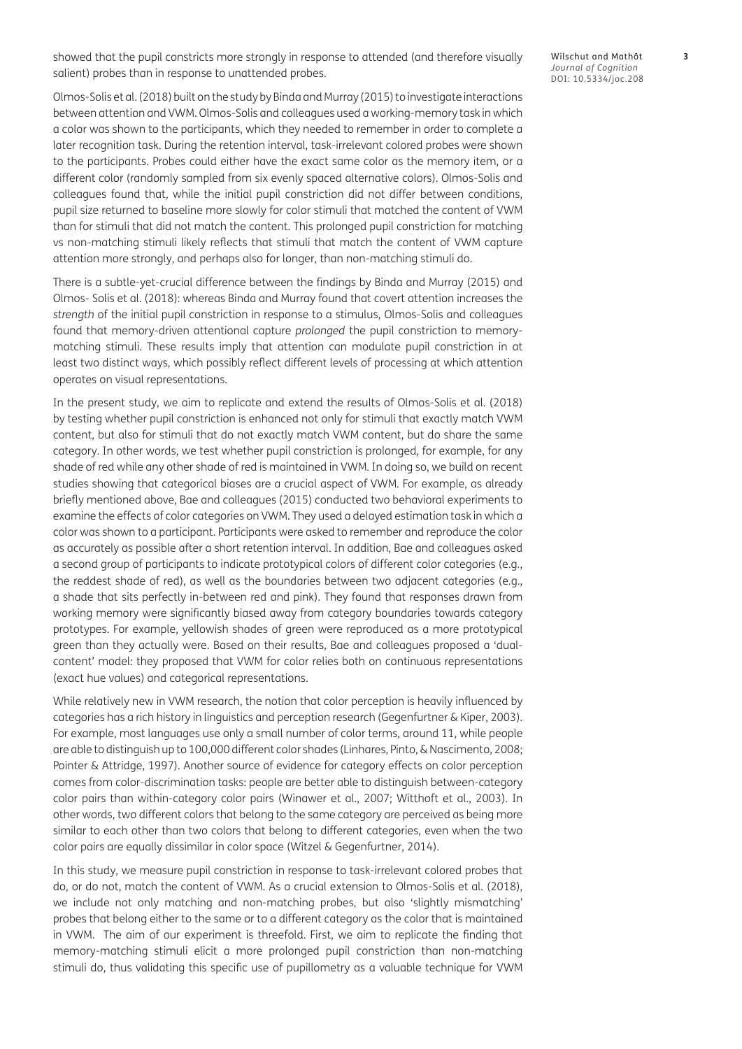showed that the pupil constricts more strongly in response to attended (and therefore visually salient) probes than in response to unattended probes.

Olmos-Solis et al. (2018) built on the study by Binda and Murray (2015) to investigate interactions between attention and VWM. Olmos-Solis and colleagues used a working-memory task in which a color was shown to the participants, which they needed to remember in order to complete a later recognition task. During the retention interval, task-irrelevant colored probes were shown to the participants. Probes could either have the exact same color as the memory item, or a different color (randomly sampled from six evenly spaced alternative colors). Olmos-Solis and colleagues found that, while the initial pupil constriction did not differ between conditions, pupil size returned to baseline more slowly for color stimuli that matched the content of VWM than for stimuli that did not match the content. This prolonged pupil constriction for matching vs non-matching stimuli likely reflects that stimuli that match the content of VWM capture attention more strongly, and perhaps also for longer, than non-matching stimuli do.

There is a subtle-yet-crucial difference between the findings by Binda and Murray (2015) and Olmos- Solis et al. (2018): whereas Binda and Murray found that covert attention increases the *strength* of the initial pupil constriction in response to a stimulus, Olmos-Solis and colleagues found that memory-driven attentional capture *prolonged* the pupil constriction to memory-matching stimuli. These results imply that attention can modulate pupil constriction in at least two distinct ways, which possibly reflect different levels of processing at which attention operates on visual representations.

In the present study, we aim to replicate and extend the results of Olmos-Solis et al. (2018) by testing whether pupil constriction is enhanced not only for stimuli that exactly match VWM content, but also for stimuli that do not exactly match VWM content, but do share the same category. In other words, we test whether pupil constriction is prolonged, for example, for any shade of red while any other shade of red is maintained in VWM. In doing so, we build on recent studies showing that categorical biases are a crucial aspect of VWM. For example, as already briefly mentioned above, Bae and colleagues (2015) conducted two behavioral experiments to examine the effects of color categories on VWM. They used a delayed estimation task in which a color was shown to a participant. Participants were asked to remember and reproduce the color as accurately as possible after a short retention interval. In addition, Bae and colleagues asked a second group of participants to indicate prototypical colors of different color categories (e.g., the reddest shade of red), as well as the boundaries between two adjacent categories (e.g., a shade that sits perfectly in-between red and pink). They found that responses drawn from working memory were significantly biased away from category boundaries towards category prototypes. For example, yellowish shades of green were reproduced as a more prototypical green than they actually were. Based on their results, Bae and colleagues proposed a 'dual-content' model: they proposed that VWM for color relies both on continuous representations (exact hue values) and categorical representations.

While relatively new in VWM research, the notion that color perception is heavily influenced by categories has a rich history in linguistics and perception research (Gegenfurtner & Kiper, 2003). For example, most languages use only a small number of color terms, around 11, while people are able to distinguish up to 100,000 different color shades (Linhares, Pinto, & Nascimento, 2008; Pointer & Attridge, 1997). Another source of evidence for category effects on color perception comes from color-discrimination tasks: people are better able to distinguish between-category color pairs than within-category color pairs (Winawer et al., 2007; Witthoft et al., 2003). In other words, two different colors that belong to the same category are perceived as being more similar to each other than two colors that belong to different categories, even when the two color pairs are equally dissimilar in color space (Witzel & Gegenfurtner, 2014).

In this study, we measure pupil constriction in response to task-irrelevant colored probes that do, or do not, match the content of VWM. As a crucial extension to Olmos-Solis et al. (2018), we include not only matching and non-matching probes, but also 'slightly mismatching' probes that belong either to the same or to a different category as the color that is maintained in VWM. The aim of our experiment is threefold. First, we aim to replicate the finding that memory-matching stimuli elicit a more prolonged pupil constriction than non-matching stimuli do, thus validating this specific use of pupillometry as a valuable technique for VWM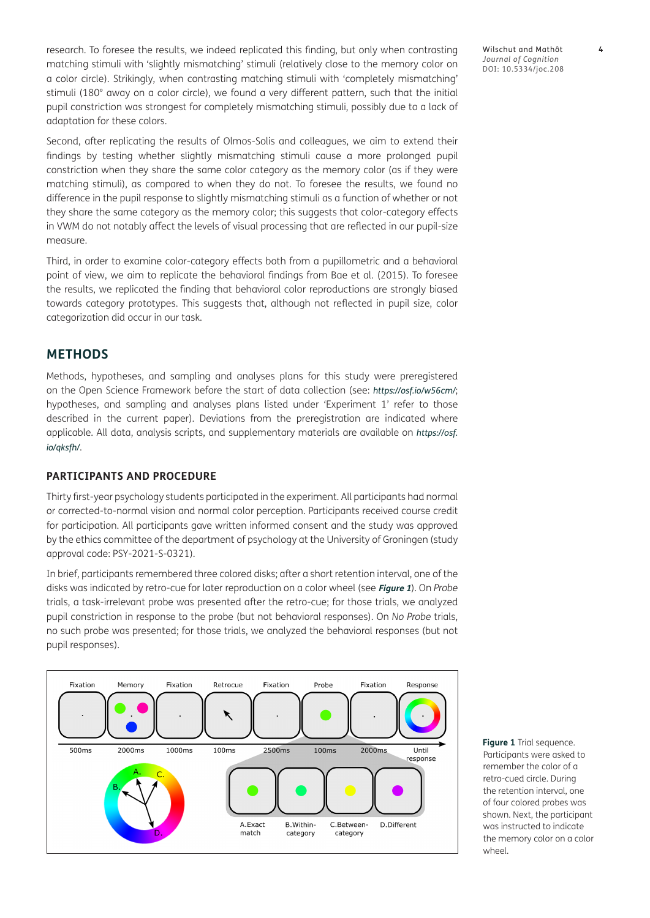research. To foresee the results, we indeed replicated this finding, but only when contrasting matching stimuli with 'slightly mismatching' stimuli (relatively close to the memory color on a color circle). Strikingly, when contrasting matching stimuli with 'completely mismatching' stimuli (180° away on a color circle), we found a very different pattern, such that the initial pupil constriction was strongest for completely mismatching stimuli, possibly due to a lack of adaptation for these colors.

Second, after replicating the results of Olmos-Solis and colleagues, we aim to extend their findings by testing whether slightly mismatching stimuli cause a more prolonged pupil constriction when they share the same color category as the memory color (as if they were matching stimuli), as compared to when they do not. To foresee the results, we found no difference in the pupil response to slightly mismatching stimuli as a function of whether or not they share the same category as the memory color; this suggests that color-category effects in VWM do not notably affect the levels of visual processing that are reflected in our pupil-size measure.

Third, in order to examine color-category effects both from a pupillometric and a behavioral point of view, we aim to replicate the behavioral findings from Bae et al. (2015). To foresee the results, we replicated the finding that behavioral color reproductions are strongly biased towards category prototypes. This suggests that, although not reflected in pupil size, color categorization did occur in our task.

## METHODS

Methods, hypotheses, and sampling and analyses plans for this study were preregistered on the Open Science Framework before the start of data collection (see: https://osf.io/w56cm/; hypotheses, and sampling and analyses plans listed under 'Experiment 1' refer to those described in the current paper). Deviations from the preregistration are indicated where applicable. All data, analysis scripts, and supplementary materials are available on https://osf.io/qksfh/.

### PARTICIPANTS AND PROCEDURE

Thirty first-year psychology students participated in the experiment. All participants had normal or corrected-to-normal vision and normal color perception. Participants received course credit for participation. All participants gave written informed consent and the study was approved by the ethics committee of the department of psychology at the University of Groningen (study approval code: PSY-2021-S-0321).

In brief, participants remembered three colored disks; after a short retention interval, one of the disks was indicated by retro-cue for later reproduction on a color wheel (see **Figure 1**). On *Probe* trials, a task-irrelevant probe was presented after the retro-cue; for those trials, we analyzed pupil constriction in response to the probe (but not behavioral responses). On *No Probe* trials, no such probe was presented; for those trials, we analyzed the behavioral responses (but not pupil responses).

**Figure 1** Trial sequence. Participants were asked to remember the color of a retro-cued circle. During the retention interval, one of four colored probes was shown. Next, the participant was instructed to indicate the memory color on a color wheel.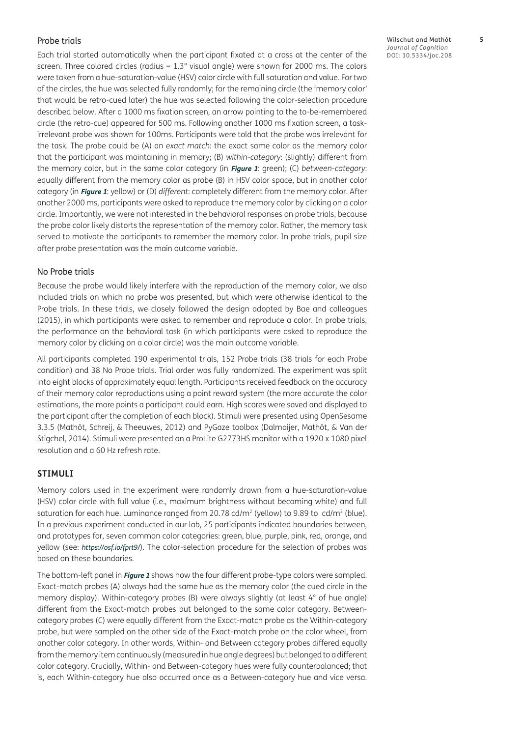### Probe trials

Each trial started automatically when the participant fixated at a cross at the center of the screen. Three colored circles (radius = 1.3° visual angle) were shown for 2000 ms. The colors were taken from a hue-saturation-value (HSV) color circle with full saturation and value. For two of the circles, the hue was selected fully randomly; for the remaining circle (the 'memory color' that would be retro-cued later) the hue was selected following the color-selection procedure described below. After a 1000 ms fixation screen, an arrow pointing to the to-be-remembered circle (the retro-cue) appeared for 500 ms. Following another 1000 ms fixation screen, a task-irrelevant probe was shown for 100ms. Participants were told that the probe was irrelevant for the task. The probe could be (A) an *exact match*: the exact same color as the memory color that the participant was maintaining in memory; (B) *within-category*: (slightly) different from the memory color, but in the same color category (in **Figure 1**: green); (C) *between-category*: equally different from the memory color as probe (B) in HSV color space, but in another color category (in **Figure 1**: yellow) or (D) *different*: completely different from the memory color. After another 2000 ms, participants were asked to reproduce the memory color by clicking on a color circle. Importantly, we were not interested in the behavioral responses on probe trials, because the probe color likely distorts the representation of the memory color. Rather, the memory task served to motivate the participants to remember the memory color. In probe trials, pupil size after probe presentation was the main outcome variable.

### No Probe trials

Because the probe would likely interfere with the reproduction of the memory color, we also included trials on which no probe was presented, but which were otherwise identical to the Probe trials. In these trials, we closely followed the design adopted by Bae and colleagues (2015), in which participants were asked to remember and reproduce a color. In probe trials, the performance on the behavioral task (in which participants were asked to reproduce the memory color by clicking on a color circle) was the main outcome variable.

All participants completed 190 experimental trials, 152 Probe trials (38 trials for each Probe condition) and 38 No Probe trials. Trial order was fully randomized. The experiment was split into eight blocks of approximately equal length. Participants received feedback on the accuracy of their memory color reproductions using a point reward system (the more accurate the color estimations, the more points a participant could earn. High scores were saved and displayed to the participant after the completion of each block). Stimuli were presented using OpenSesame 3.3.5 (Mathôt, Schreij, & Theeuwes, 2012) and PyGaze toolbox (Dalmaijer, Mathôt, & Van der Stigchel, 2014). Stimuli were presented on a ProLite G2773HS monitor with a 1920 x 1080 pixel resolution and a 60 Hz refresh rate.

## STIMULI

Memory colors used in the experiment were randomly drawn from a hue-saturation-value (HSV) color circle with full value (i.e., maximum brightness without becoming white) and full saturation for each hue. Luminance ranged from 20.78 cd/m$^2$ (yellow) to 9.89 to cd/m$^2$ (blue). In a previous experiment conducted in our lab, 25 participants indicated boundaries between, and prototypes for, seven common color categories: green, blue, purple, pink, red, orange, and yellow (see: *https://osf.io/fprt9/*). The color-selection procedure for the selection of probes was based on these boundaries.

The bottom-left panel in **Figure 1** shows how the four different probe-type colors were sampled. Exact-match probes (A) always had the same hue as the memory color (the cued circle in the memory display). Within-category probes (B) were always slightly (at least 4° of hue angle) different from the Exact-match probes but belonged to the same color category. Between-category probes (C) were equally different from the Exact-match probe as the Within-category probe, but were sampled on the other side of the Exact-match probe on the color wheel, from another color category. In other words, Within- and Between category probes differed equally from the memory item continuously (measured in hue angle degrees) but belonged to a different color category. Crucially, Within- and Between-category hues were fully counterbalanced; that is, each Within-category hue also occurred once as a Between-category hue and vice versa.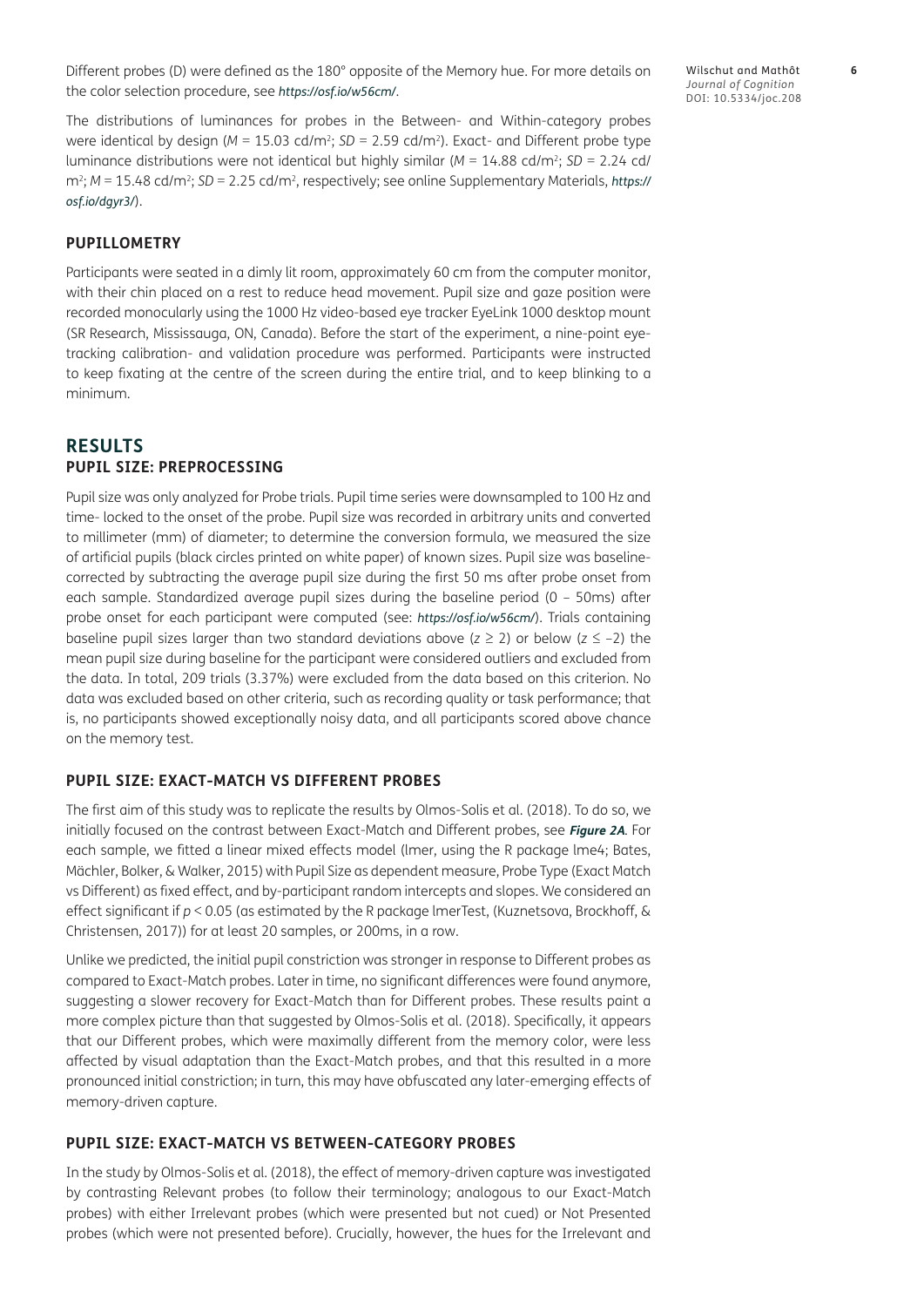Different probes (D) were defined as the 180° opposite of the Memory hue. For more details on the color selection procedure, see *https://osf.io/w56cm/*.

The distributions of luminances for probes in the Between- and Within-category probes were identical by design ($M = 15.03$ cd/m$^2$; $SD = 2.59$ cd/m$^2$). Exact- and Different probe type luminance distributions were not identical but highly similar ($M = 14.88$ cd/m$^2$; $SD = 2.24$ cd/m$^2$; $M = 15.48$ cd/m$^2$; $SD = 2.25$ cd/m$^2$, respectively; see online Supplementary Materials, *https://osf.io/dgyr3/*).

### PUPILLOMETRY

Participants were seated in a dimly lit room, approximately 60 cm from the computer monitor, with their chin placed on a rest to reduce head movement. Pupil size and gaze position were recorded monocularly using the 1000 Hz video-based eye tracker EyeLink 1000 desktop mount (SR Research, Mississauga, ON, Canada). Before the start of the experiment, a nine-point eye-tracking calibration- and validation procedure was performed. Participants were instructed to keep fixating at the centre of the screen during the entire trial, and to keep blinking to a minimum.

## RESULTS

### PUPIL SIZE: PREPROCESSING

Pupil size was only analyzed for Probe trials. Pupil time series were downsampled to 100 Hz and time- locked to the onset of the probe. Pupil size was recorded in arbitrary units and converted to millimeter (mm) of diameter; to determine the conversion formula, we measured the size of artificial pupils (black circles printed on white paper) of known sizes. Pupil size was baseline-corrected by subtracting the average pupil size during the first 50 ms after probe onset from each sample. Standardized average pupil sizes during the baseline period (0 – 50ms) after probe onset for each participant were computed (see: *https://osf.io/w56cm/*). Trials containing baseline pupil sizes larger than two standard deviations above ($z \geq 2$) or below ($z \leq -2$) the mean pupil size during baseline for the participant were considered outliers and excluded from the data. In total, 209 trials (3.37%) were excluded from the data based on this criterion. No data was excluded based on other criteria, such as recording quality or task performance; that is, no participants showed exceptionally noisy data, and all participants scored above chance on the memory test.

### PUPIL SIZE: EXACT-MATCH VS DIFFERENT PROBES

The first aim of this study was to replicate the results by Olmos-Solis et al. (2018). To do so, we initially focused on the contrast between Exact-Match and Different probes, see ***Figure 2A***. For each sample, we fitted a linear mixed effects model (lmer, using the R package lme4; Bates, Mächler, Bolker, & Walker, 2015) with Pupil Size as dependent measure, Probe Type (Exact Match vs Different) as fixed effect, and by-participant random intercepts and slopes. We considered an effect significant if $p < 0.05$ (as estimated by the R package lmerTest, (Kuznetsova, Brockhoff, & Christensen, 2017)) for at least 20 samples, or 200ms, in a row.

Unlike we predicted, the initial pupil constriction was stronger in response to Different probes as compared to Exact-Match probes. Later in time, no significant differences were found anymore, suggesting a slower recovery for Exact-Match than for Different probes. These results paint a more complex picture than that suggested by Olmos-Solis et al. (2018). Specifically, it appears that our Different probes, which were maximally different from the memory color, were less affected by visual adaptation than the Exact-Match probes, and that this resulted in a more pronounced initial constriction; in turn, this may have obfuscated any later-emerging effects of memory-driven capture.

### PUPIL SIZE: EXACT-MATCH VS BETWEEN-CATEGORY PROBES

In the study by Olmos-Solis et al. (2018), the effect of memory-driven capture was investigated by contrasting Relevant probes (to follow their terminology; analogous to our Exact-Match probes) with either Irrelevant probes (which were presented but not cued) or Not Presented probes (which were not presented before). Crucially, however, the hues for the Irrelevant and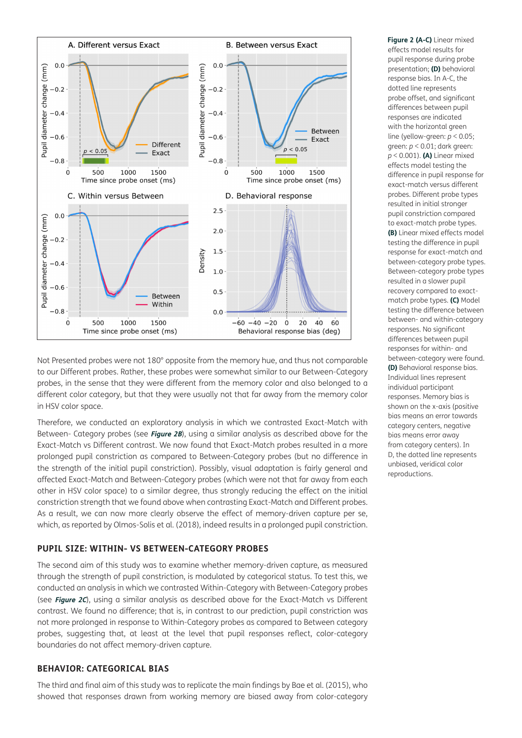**Figure 2 (A-C)** Linear mixed effects model results for pupil response during probe presentation; **(D)** behavioral response bias. In A-C, the dotted line represents probe offset, and significant differences between pupil responses are indicated with the horizontal green line (yellow-green: $p < 0.05$; green: $p < 0.01$; dark green: $p < 0.001$). **(A)** Linear mixed effects model testing the difference in pupil response for exact-match versus different probes. Different probe types resulted in initial stronger pupil constriction compared to exact-match probe types. **(B)** Linear mixed effects model testing the difference in pupil response for exact-match and between-category probe types. Between-category probe types resulted in a slower pupil recovery compared to exact-match probe types. **(C)** Model testing the difference between between- and within-category responses. No significant differences between pupil responses for within- and between-category were found. **(D)** Behavioral response bias. Individual lines represent individual participant responses. Memory bias is shown on the x-axis (positive bias means an error towards category centers, negative bias means error away from category centers). In D, the dotted line represents unbiased, veridical color reproductions.

Not Presented probes were not 180° opposite from the memory hue, and thus not comparable to our Different probes. Rather, these probes were somewhat similar to our Between-Category probes, in the sense that they were different from the memory color and also belonged to a different color category, but that they were usually not that far away from the memory color in HSV color space.

Therefore, we conducted an exploratory analysis in which we contrasted Exact-Match with Between- Category probes (see ***Figure 2B***), using a similar analysis as described above for the Exact-Match vs Different contrast. We now found that Exact-Match probes resulted in a more prolonged pupil constriction as compared to Between-Category probes (but no difference in the strength of the initial pupil constriction). Possibly, visual adaptation is fairly general and affected Exact-Match and Between-Category probes (which were not that far away from each other in HSV color space) to a similar degree, thus strongly reducing the effect on the initial constriction strength that we found above when contrasting Exact-Match and Different probes. As a result, we can now more clearly observe the effect of memory-driven capture per se, which, as reported by Olmos-Solis et al. (2018), indeed results in a prolonged pupil constriction.

## PUPIL SIZE: WITHIN- VS BETWEEN-CATEGORY PROBES

The second aim of this study was to examine whether memory-driven capture, as measured through the strength of pupil constriction, is modulated by categorical status. To test this, we conducted an analysis in which we contrasted Within-Category with Between-Category probes (see ***Figure 2C***), using a similar analysis as described above for the Exact-Match vs Different contrast. We found no difference; that is, in contrast to our prediction, pupil constriction was not more prolonged in response to Within-Category probes as compared to Between category probes, suggesting that, at least at the level that pupil responses reflect, color-category boundaries do not affect memory-driven capture.

## BEHAVIOR: CATEGORICAL BIAS

The third and final aim of this study was to replicate the main findings by Bae et al. (2015), who showed that responses drawn from working memory are biased away from color-category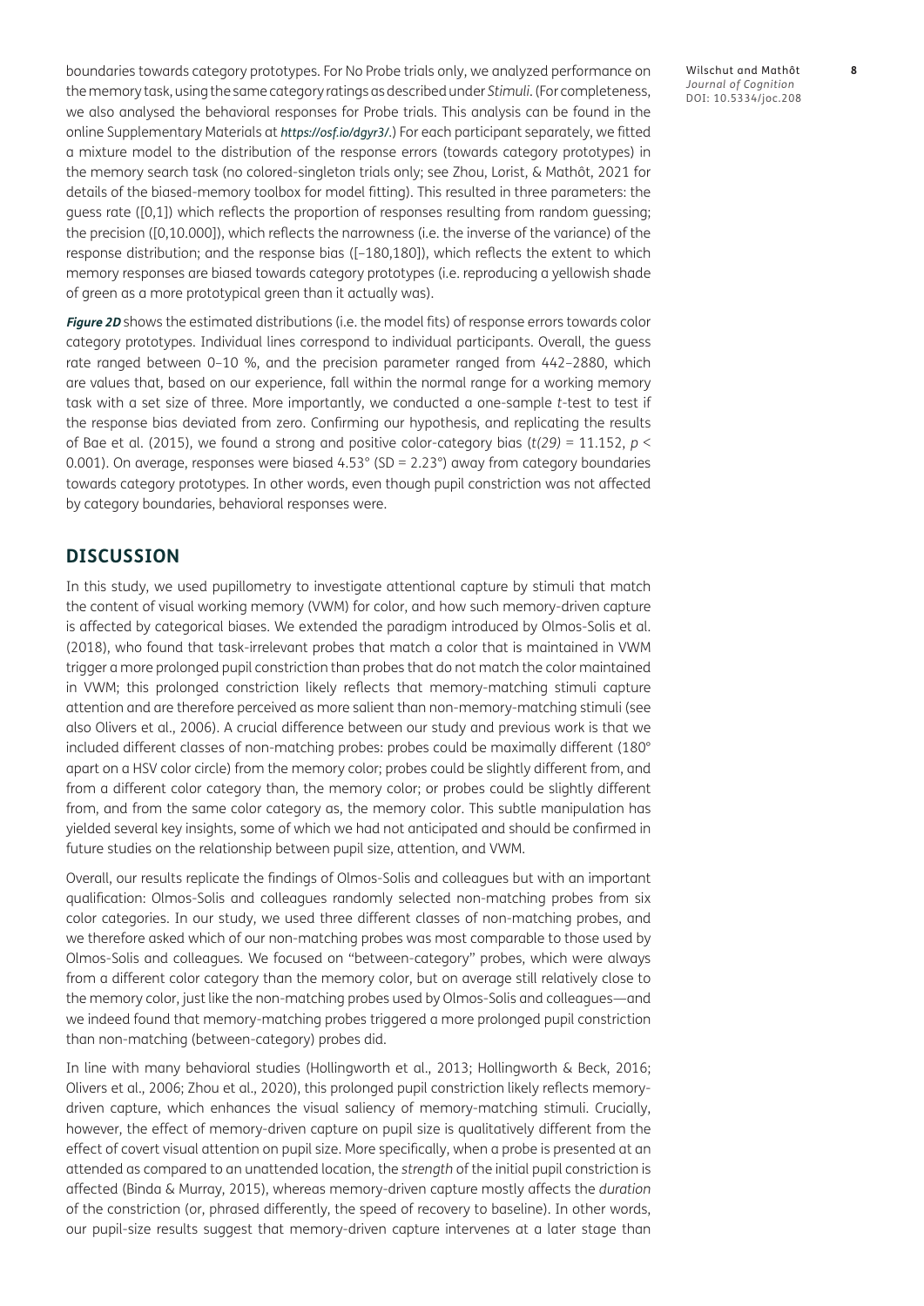boundaries towards category prototypes. For No Probe trials only, we analyzed performance on the memory task, using the same category ratings as described under *Stimuli*. (For completeness, we also analysed the behavioral responses for Probe trials. This analysis can be found in the online Supplementary Materials at *https://osf.io/dgyr3/*.) For each participant separately, we fitted a mixture model to the distribution of the response errors (towards category prototypes) in the memory search task (no colored-singleton trials only; see Zhou, Lorist, & Mathôt, 2021 for details of the biased-memory toolbox for model fitting). This resulted in three parameters: the guess rate ([0,1]) which reflects the proportion of responses resulting from random guessing; the precision ([0,10.000]), which reflects the narrowness (i.e. the inverse of the variance) of the response distribution; and the response bias ([–180,180]), which reflects the extent to which memory responses are biased towards category prototypes (i.e. reproducing a yellowish shade of green as a more prototypical green than it actually was).

***Figure 2D*** shows the estimated distributions (i.e. the model fits) of response errors towards color category prototypes. Individual lines correspond to individual participants. Overall, the guess rate ranged between 0–10 %, and the precision parameter ranged from 442–2880, which are values that, based on our experience, fall within the normal range for a working memory task with a set size of three. More importantly, we conducted a one-sample *t*-test to test if the response bias deviated from zero. Confirming our hypothesis, and replicating the results of Bae et al. (2015), we found a strong and positive color-category bias ($t(29) = 11.152$, $p < 0.001$). On average, responses were biased 4.53° (SD = 2.23°) away from category boundaries towards category prototypes. In other words, even though pupil constriction was not affected by category boundaries, behavioral responses were.

## DISCUSSION

In this study, we used pupillometry to investigate attentional capture by stimuli that match the content of visual working memory (VWM) for color, and how such memory-driven capture is affected by categorical biases. We extended the paradigm introduced by Olmos-Solis et al. (2018), who found that task-irrelevant probes that match a color that is maintained in VWM trigger a more prolonged pupil constriction than probes that do not match the color maintained in VWM; this prolonged constriction likely reflects that memory-matching stimuli capture attention and are therefore perceived as more salient than non-memory-matching stimuli (see also Olivers et al., 2006). A crucial difference between our study and previous work is that we included different classes of non-matching probes: probes could be maximally different (180° apart on a HSV color circle) from the memory color; probes could be slightly different from, and from a different color category than, the memory color; or probes could be slightly different from, and from the same color category as, the memory color. This subtle manipulation has yielded several key insights, some of which we had not anticipated and should be confirmed in future studies on the relationship between pupil size, attention, and VWM.

Overall, our results replicate the findings of Olmos-Solis and colleagues but with an important qualification: Olmos-Solis and colleagues randomly selected non-matching probes from six color categories. In our study, we used three different classes of non-matching probes, and we therefore asked which of our non-matching probes was most comparable to those used by Olmos-Solis and colleagues. We focused on "between-category" probes, which were always from a different color category than the memory color, but on average still relatively close to the memory color, just like the non-matching probes used by Olmos-Solis and colleagues—and we indeed found that memory-matching probes triggered a more prolonged pupil constriction than non-matching (between-category) probes did.

In line with many behavioral studies (Hollingworth et al., 2013; Hollingworth & Beck, 2016; Olivers et al., 2006; Zhou et al., 2020), this prolonged pupil constriction likely reflects memory-driven capture, which enhances the visual saliency of memory-matching stimuli. Crucially, however, the effect of memory-driven capture on pupil size is qualitatively different from the effect of covert visual attention on pupil size. More specifically, when a probe is presented at an attended as compared to an unattended location, the *strength* of the initial pupil constriction is affected (Binda & Murray, 2015), whereas memory-driven capture mostly affects the *duration* of the constriction (or, phrased differently, the speed of recovery to baseline). In other words, our pupil-size results suggest that memory-driven capture intervenes at a later stage than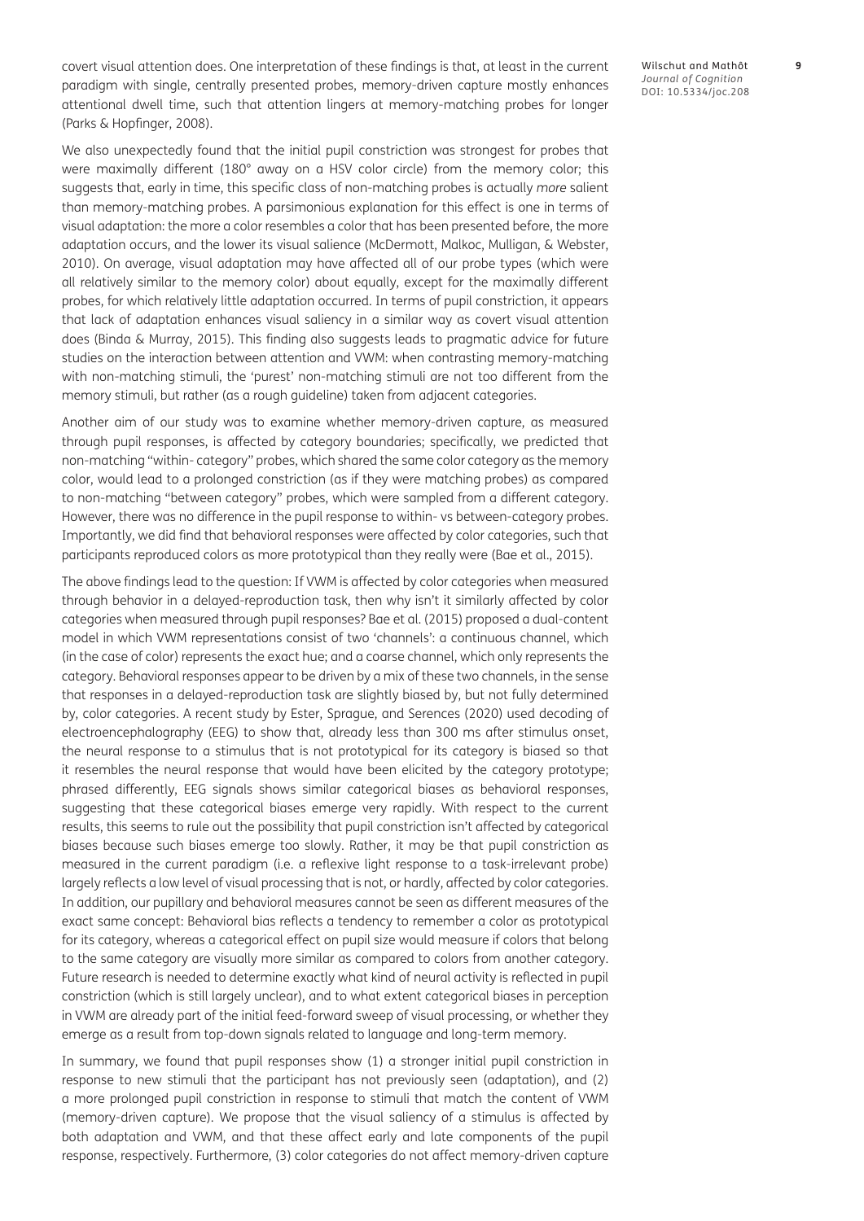covert visual attention does. One interpretation of these findings is that, at least in the current paradigm with single, centrally presented probes, memory-driven capture mostly enhances attentional dwell time, such that attention lingers at memory-matching probes for longer (Parks & Hopfinger, 2008).

We also unexpectedly found that the initial pupil constriction was strongest for probes that were maximally different (180° away on a HSV color circle) from the memory color; this suggests that, early in time, this specific class of non-matching probes is actually *more* salient than memory-matching probes. A parsimonious explanation for this effect is one in terms of visual adaptation: the more a color resembles a color that has been presented before, the more adaptation occurs, and the lower its visual salience (McDermott, Malkoc, Mulligan, & Webster, 2010). On average, visual adaptation may have affected all of our probe types (which were all relatively similar to the memory color) about equally, except for the maximally different probes, for which relatively little adaptation occurred. In terms of pupil constriction, it appears that lack of adaptation enhances visual saliency in a similar way as covert visual attention does (Binda & Murray, 2015). This finding also suggests leads to pragmatic advice for future studies on the interaction between attention and VWM: when contrasting memory-matching with non-matching stimuli, the 'purest' non-matching stimuli are not too different from the memory stimuli, but rather (as a rough guideline) taken from adjacent categories.

Another aim of our study was to examine whether memory-driven capture, as measured through pupil responses, is affected by category boundaries; specifically, we predicted that non-matching "within- category" probes, which shared the same color category as the memory color, would lead to a prolonged constriction (as if they were matching probes) as compared to non-matching "between category" probes, which were sampled from a different category. However, there was no difference in the pupil response to within- vs between-category probes. Importantly, we did find that behavioral responses were affected by color categories, such that participants reproduced colors as more prototypical than they really were (Bae et al., 2015).

The above findings lead to the question: If VWM is affected by color categories when measured through behavior in a delayed-reproduction task, then why isn't it similarly affected by color categories when measured through pupil responses? Bae et al. (2015) proposed a dual-content model in which VWM representations consist of two 'channels': a continuous channel, which (in the case of color) represents the exact hue; and a coarse channel, which only represents the category. Behavioral responses appear to be driven by a mix of these two channels, in the sense that responses in a delayed-reproduction task are slightly biased by, but not fully determined by, color categories. A recent study by Ester, Sprague, and Serences (2020) used decoding of electroencephalography (EEG) to show that, already less than 300 ms after stimulus onset, the neural response to a stimulus that is not prototypical for its category is biased so that it resembles the neural response that would have been elicited by the category prototype; phrased differently, EEG signals shows similar categorical biases as behavioral responses, suggesting that these categorical biases emerge very rapidly. With respect to the current results, this seems to rule out the possibility that pupil constriction isn't affected by categorical biases because such biases emerge too slowly. Rather, it may be that pupil constriction as measured in the current paradigm (i.e. a reflexive light response to a task-irrelevant probe) largely reflects a low level of visual processing that is not, or hardly, affected by color categories. In addition, our pupillary and behavioral measures cannot be seen as different measures of the exact same concept: Behavioral bias reflects a tendency to remember a color as prototypical for its category, whereas a categorical effect on pupil size would measure if colors that belong to the same category are visually more similar as compared to colors from another category. Future research is needed to determine exactly what kind of neural activity is reflected in pupil constriction (which is still largely unclear), and to what extent categorical biases in perception in VWM are already part of the initial feed-forward sweep of visual processing, or whether they emerge as a result from top-down signals related to language and long-term memory.

In summary, we found that pupil responses show (1) a stronger initial pupil constriction in response to new stimuli that the participant has not previously seen (adaptation), and (2) a more prolonged pupil constriction in response to stimuli that match the content of VWM (memory-driven capture). We propose that the visual saliency of a stimulus is affected by both adaptation and VWM, and that these affect early and late components of the pupil response, respectively. Furthermore, (3) color categories do not affect memory-driven capture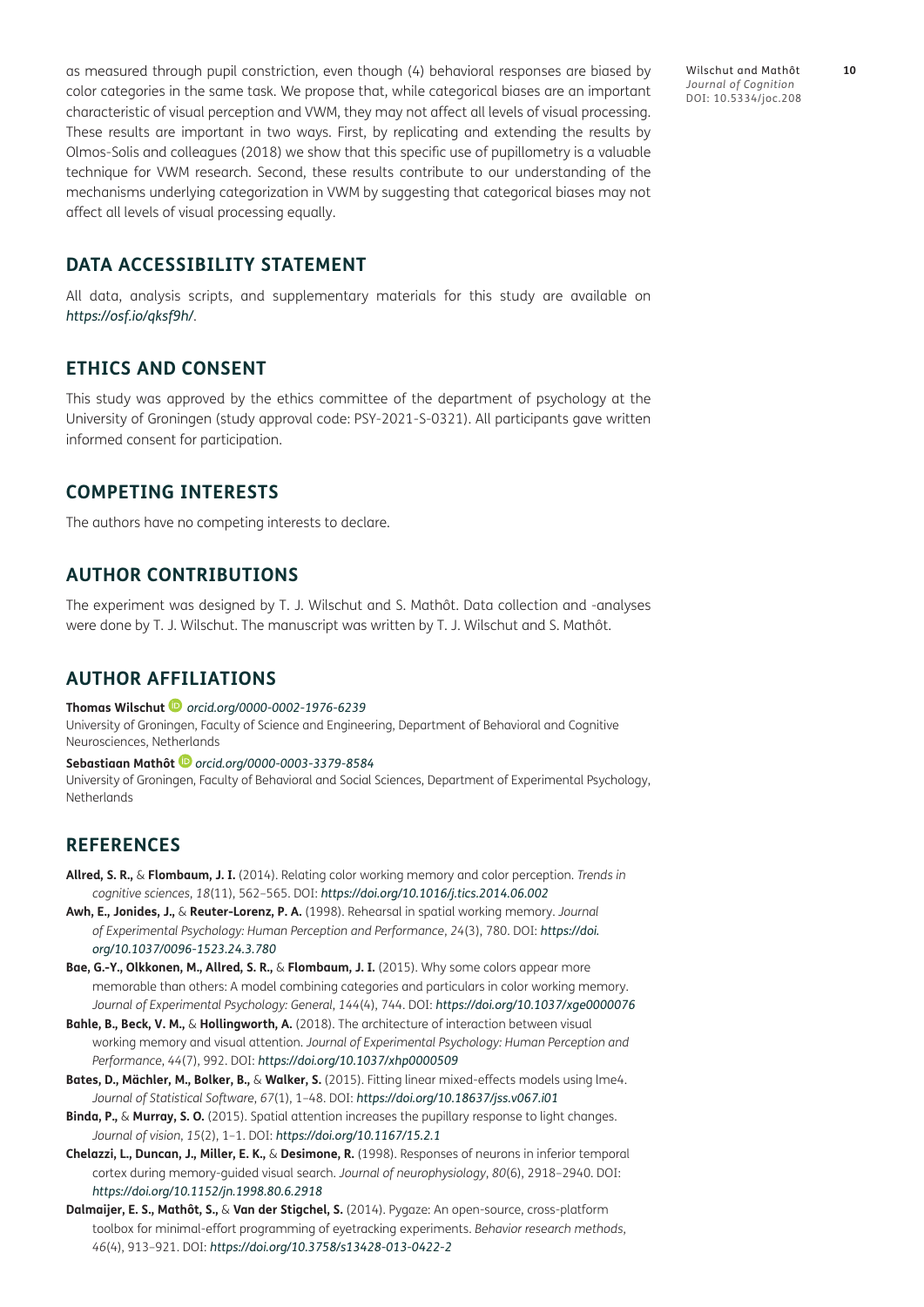as measured through pupil constriction, even though (4) behavioral responses are biased by color categories in the same task. We propose that, while categorical biases are an important characteristic of visual perception and VWM, they may not affect all levels of visual processing. These results are important in two ways. First, by replicating and extending the results by Olmos-Solis and colleagues (2018) we show that this specific use of pupillometry is a valuable technique for VWM research. Second, these results contribute to our understanding of the mechanisms underlying categorization in VWM by suggesting that categorical biases may not affect all levels of visual processing equally.

## DATA ACCESSIBILITY STATEMENT

All data, analysis scripts, and supplementary materials for this study are available on *https://osf.io/qksf9h/*.

## ETHICS AND CONSENT

This study was approved by the ethics committee of the department of psychology at the University of Groningen (study approval code: PSY-2021-S-0321). All participants gave written informed consent for participation.

## COMPETING INTERESTS

The authors have no competing interests to declare.

## AUTHOR CONTRIBUTIONS

The experiment was designed by T. J. Wilschut and S. Mathôt. Data collection and -analyses were done by T. J. Wilschut. The manuscript was written by T. J. Wilschut and S. Mathôt.

## AUTHOR AFFILIATIONS

**Thomas Wilschut** *orcid.org/0000-0002-1976-6239*
University of Groningen, Faculty of Science and Engineering, Department of Behavioral and Cognitive Neurosciences, Netherlands

**Sebastiaan Mathôt** *orcid.org/0000-0003-3379-8584*
University of Groningen, Faculty of Behavioral and Social Sciences, Department of Experimental Psychology, Netherlands

## REFERENCES

**Allred, S. R.,** & **Flombaum, J. I.** (2014). Relating color working memory and color perception. *Trends in cognitive sciences*, *18*(11), 562–565. DOI: *https://doi.org/10.1016/j.tics.2014.06.002*

**Awh, E., Jonides, J.,** & **Reuter-Lorenz, P. A.** (1998). Rehearsal in spatial working memory. *Journal of Experimental Psychology: Human Perception and Performance*, *24*(3), 780. DOI: *https://doi.org/10.1037/0096-1523.24.3.780*

**Bae, G.-Y., Olkkonen, M., Allred, S. R.,** & **Flombaum, J. I.** (2015). Why some colors appear more memorable than others: A model combining categories and particulars in color working memory. *Journal of Experimental Psychology: General*, *144*(4), 744. DOI: *https://doi.org/10.1037/xge0000076*

**Bahle, B., Beck, V. M.,** & **Hollingworth, A.** (2018). The architecture of interaction between visual working memory and visual attention. *Journal of Experimental Psychology: Human Perception and Performance*, *44*(7), 992. DOI: *https://doi.org/10.1037/xhp0000509*

**Bates, D., Mächler, M., Bolker, B.,** & **Walker, S.** (2015). Fitting linear mixed-effects models using lme4. *Journal of Statistical Software*, *67*(1), 1–48. DOI: *https://doi.org/10.18637/jss.v067.i01*

**Binda, P.,** & **Murray, S. O.** (2015). Spatial attention increases the pupillary response to light changes. *Journal of vision*, *15*(2), 1–1. DOI: *https://doi.org/10.1167/15.2.1*

**Chelazzi, L., Duncan, J., Miller, E. K.,** & **Desimone, R.** (1998). Responses of neurons in inferior temporal cortex during memory-guided visual search. *Journal of neurophysiology*, *80*(6), 2918–2940. DOI: *https://doi.org/10.1152/jn.1998.80.6.2918*

**Dalmaijer, E. S., Mathôt, S.,** & **Van der Stigchel, S.** (2014). Pygaze: An open-source, cross-platform toolbox for minimal-effort programming of eyetracking experiments. *Behavior research methods*, *46*(4), 913–921. DOI: *https://doi.org/10.3758/s13428-013-0422-2*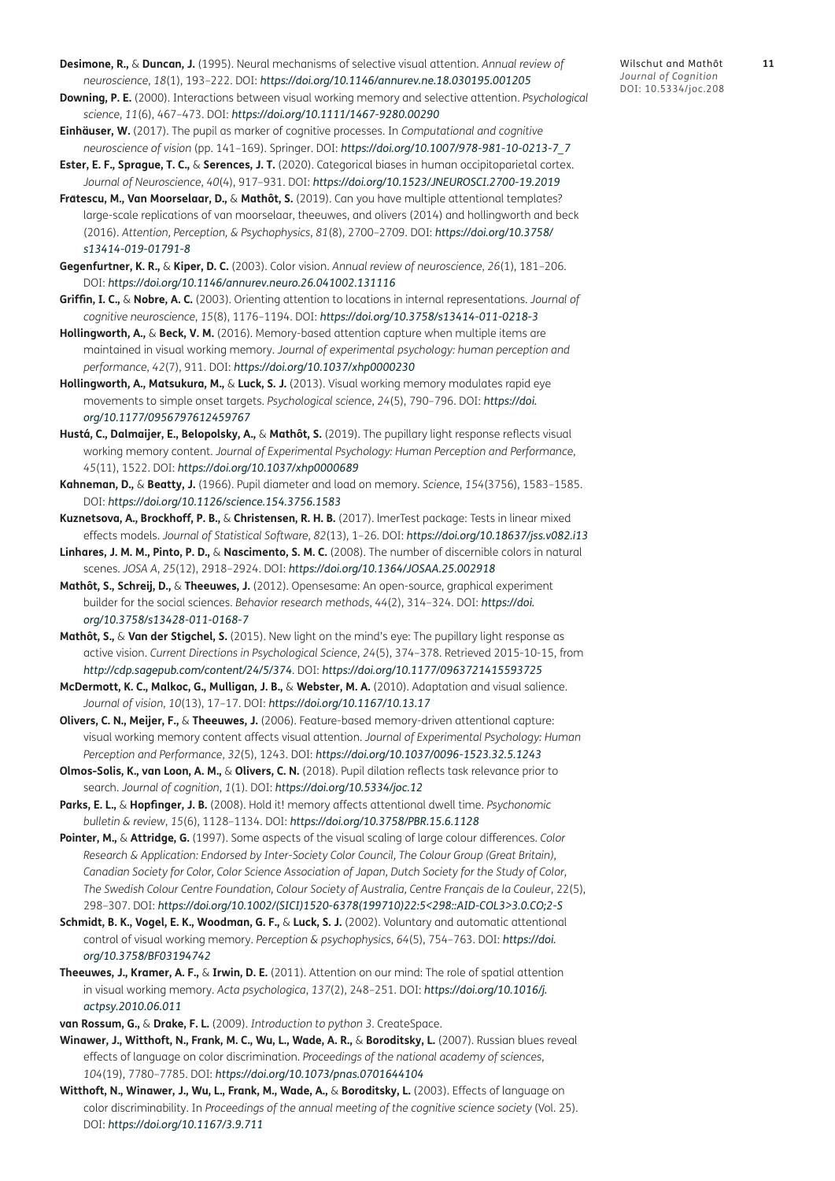**Desimone, R.,** & **Duncan, J.** (1995). Neural mechanisms of selective visual attention. *Annual review of neuroscience*, *18*(1), 193–222. DOI: *https://doi.org/10.1146/annurev.ne.18.030195.001205*

**Downing, P. E.** (2000). Interactions between visual working memory and selective attention. *Psychological science*, *11*(6), 467–473. DOI: *https://doi.org/10.1111/1467-9280.00290*

**Einhäuser, W.** (2017). The pupil as marker of cognitive processes. In *Computational and cognitive neuroscience of vision* (pp. 141–169). Springer. DOI: *https://doi.org/10.1007/978-981-10-0213-7_7*

**Ester, E. F., Sprague, T. C.,** & **Serences, J. T.** (2020). Categorical biases in human occipitoparietal cortex. *Journal of Neuroscience*, *40*(4), 917–931. DOI: *https://doi.org/10.1523/JNEUROSCI.2700-19.2019*

**Frătescu, M., Van Moorselaar, D.,** & **Mathôt, S.** (2019). Can you have multiple attentional templates? large-scale replications of van moorselaar, theeuwes, and olivers (2014) and hollingworth and beck (2016). *Attention, Perception, & Psychophysics*, *81*(8), 2700–2709. DOI: *https://doi.org/10.3758/s13414-019-01791-8*

**Gegenfurtner, K. R.,** & **Kiper, D. C.** (2003). Color vision. *Annual review of neuroscience*, *26*(1), 181–206. DOI: *https://doi.org/10.1146/annurev.neuro.26.041002.131116*

**Griffin, I. C.,** & **Nobre, A. C.** (2003). Orienting attention to locations in internal representations. *Journal of cognitive neuroscience*, *15*(8), 1176–1194. DOI: *https://doi.org/10.3758/s13414-011-0218-3*

**Hollingworth, A.,** & **Beck, V. M.** (2016). Memory-based attention capture when multiple items are maintained in visual working memory. *Journal of experimental psychology: human perception and performance*, *42*(7), 911. DOI: *https://doi.org/10.1037/xhp0000230*

**Hollingworth, A., Matsukura, M.,** & **Luck, S. J.** (2013). Visual working memory modulates rapid eye movements to simple onset targets. *Psychological science*, *24*(5), 790–796. DOI: *https://doi.org/10.1177/0956797612459767*

**Hustá, C., Dalmaijer, E., Belopolsky, A.,** & **Mathôt, S.** (2019). The pupillary light response reflects visual working memory content. *Journal of Experimental Psychology: Human Perception and Performance*, *45*(11), 1522. DOI: *https://doi.org/10.1037/xhp0000689*

**Kahneman, D.,** & **Beatty, J.** (1966). Pupil diameter and load on memory. *Science*, *154*(3756), 1583–1585. DOI: *https://doi.org/10.1126/science.154.3756.1583*

**Kuznetsova, A., Brockhoff, P. B.,** & **Christensen, R. H. B.** (2017). lmerTest package: Tests in linear mixed effects models. *Journal of Statistical Software*, *82*(13), 1–26. DOI: *https://doi.org/10.18637/jss.v082.i13*

**Linhares, J. M. M., Pinto, P. D.,** & **Nascimento, S. M. C.** (2008). The number of discernible colors in natural scenes. *JOSA A*, *25*(12), 2918–2924. DOI: *https://doi.org/10.1364/JOSAA.25.002918*

**Mathôt, S., Schreij, D.,** & **Theeuwes, J.** (2012). Opensesame: An open-source, graphical experiment builder for the social sciences. *Behavior research methods*, 44(2), 314–324. DOI: *https://doi.org/10.3758/s13428-011-0168-7*

**Mathôt, S.,** & **Van der Stigchel, S.** (2015). New light on the mind's eye: The pupillary light response as active vision. *Current Directions in Psychological Science*, *24*(5), 374–378. Retrieved 2015-10-15, from *http://cdp.sagepub.com/content/24/5/374*. DOI: *https://doi.org/10.1177/0963721415593725*

**McDermott, K. C., Malkoc, G., Mulligan, J. B.,** & **Webster, M. A.** (2010). Adaptation and visual salience. *Journal of vision*, *10*(13), 17–17. DOI: *https://doi.org/10.1167/10.13.17*

**Olivers, C. N., Meijer, F.,** & **Theeuwes, J.** (2006). Feature-based memory-driven attentional capture: visual working memory content affects visual attention. *Journal of Experimental Psychology: Human Perception and Performance*, *32*(5), 1243. DOI: *https://doi.org/10.1037/0096-1523.32.5.1243*

**Olmos-Solis, K., van Loon, A. M.,** & **Olivers, C. N.** (2018). Pupil dilation reflects task relevance prior to search. *Journal of cognition*, *1*(1). DOI: *https://doi.org/10.5334/joc.12*

**Parks, E. L.,** & **Hopfinger, J. B.** (2008). Hold it! memory affects attentional dwell time. *Psychonomic bulletin & review*, *15*(6), 1128–1134. DOI: *https://doi.org/10.3758/PBR.15.6.1128*

**Pointer, M.,** & **Attridge, G.** (1997). Some aspects of the visual scaling of large colour differences. *Color Research & Application: Endorsed by Inter-Society Color Council, The Colour Group (Great Britain), Canadian Society for Color, Color Science Association of Japan, Dutch Society for the Study of Color, The Swedish Colour Centre Foundation, Colour Society of Australia, Centre Français de la Couleur*, 22(5), 298–307. DOI: *https://doi.org/10.1002/(SICI)1520-6378(199710)22:5<298::AID-COL3>3.0.CO;2-S*

**Schmidt, B. K., Vogel, E. K., Woodman, G. F.,** & **Luck, S. J.** (2002). Voluntary and automatic attentional control of visual working memory. *Perception & psychophysics*, *64*(5), 754–763. DOI: *https://doi.org/10.3758/BF03194742*

**Theeuwes, J., Kramer, A. F.,** & **Irwin, D. E.** (2011). Attention on our mind: The role of spatial attention in visual working memory. *Acta psychologica*, *137*(2), 248–251. DOI: *https://doi.org/10.1016/j.actpsy.2010.06.011*

**van Rossum, G.,** & **Drake, F. L.** (2009). *Introduction to python 3*. CreateSpace.

**Winawer, J., Witthoft, N., Frank, M. C., Wu, L., Wade, A. R.,** & **Boroditsky, L.** (2007). Russian blues reveal effects of language on color discrimination. *Proceedings of the national academy of sciences*, *104*(19), 7780–7785. DOI: *https://doi.org/10.1073/pnas.0701644104*

**Witthoft, N., Winawer, J., Wu, L., Frank, M., Wade, A.,** & **Boroditsky, L.** (2003). Effects of language on color discriminability. In *Proceedings of the annual meeting of the cognitive science society* (Vol. 25). DOI: *https://doi.org/10.1167/3.9.711*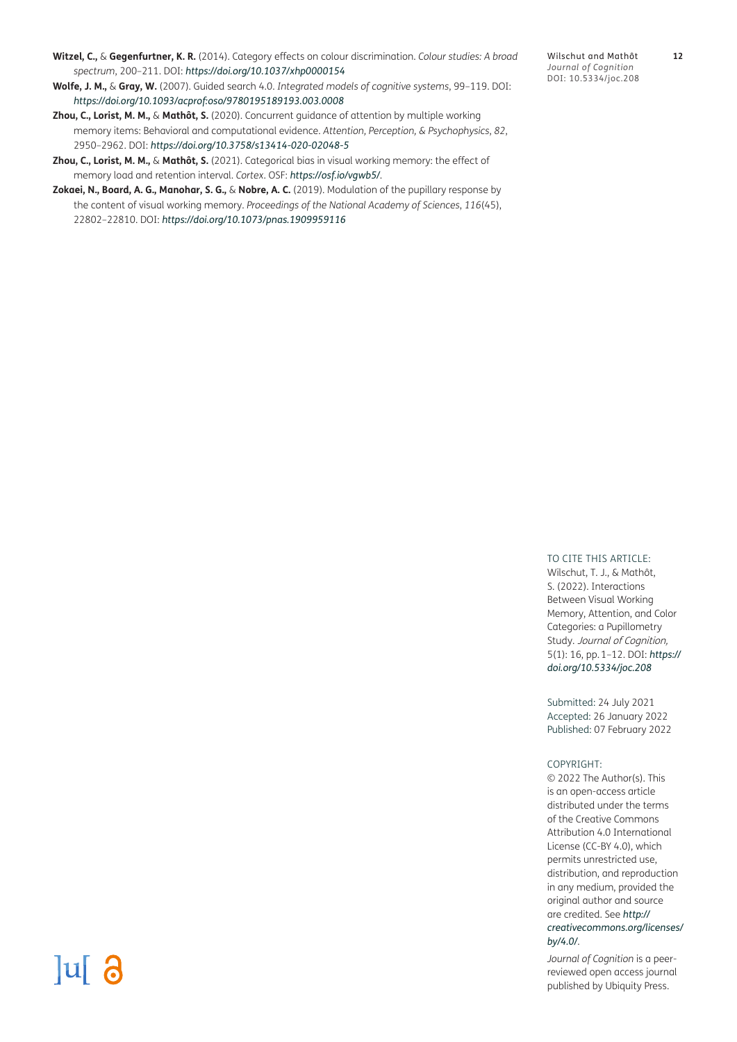**Witzel, C.,** & **Gegenfurtner, K. R.** (2014). Category effects on colour discrimination. *Colour studies: A broad spectrum*, 200–211. DOI: *https://doi.org/10.1037/xhp0000154*

**Wolfe, J. M.,** & **Gray, W.** (2007). Guided search 4.0. *Integrated models of cognitive systems*, 99–119. DOI: *https://doi.org/10.1093/acprof:oso/9780195189193.003.0008*

**Zhou, C., Lorist, M. M.,** & **Mathôt, S.** (2020). Concurrent guidance of attention by multiple working memory items: Behavioral and computational evidence. *Attention, Perception, & Psychophysics*, *82*, 2950–2962. DOI: *https://doi.org/10.3758/s13414-020-02048-5*

**Zhou, C., Lorist, M. M.,** & **Mathôt, S.** (2021). Categorical bias in visual working memory: the effect of memory load and retention interval. *Cortex*. OSF: *https://osf.io/vgwb5/*.

**Zokaei, N., Board, A. G., Manohar, S. G.,** & **Nobre, A. C.** (2019). Modulation of the pupillary response by the content of visual working memory. *Proceedings of the National Academy of Sciences*, *116*(45), 22802–22810. DOI: *https://doi.org/10.1073/pnas.1909959116*

TO CITE THIS ARTICLE:
Wilschut, T. J., & Mathôt, S. (2022). Interactions Between Visual Working Memory, Attention, and Color Categories: a Pupillometry Study. *Journal of Cognition,* 5(1): 16, pp. 1–12. DOI: *https://doi.org/10.5334/joc.208*

Submitted: 24 July 2021
Accepted: 26 January 2022
Published: 07 February 2022

COPYRIGHT:
© 2022 The Author(s). This is an open-access article distributed under the terms of the Creative Commons Attribution 4.0 International License (CC-BY 4.0), which permits unrestricted use, distribution, and reproduction in any medium, provided the original author and source are credited. See *http://creativecommons.org/licenses/by/4.0/*.

*Journal of Cognition* is a peer-reviewed open access journal published by Ubiquity Press.